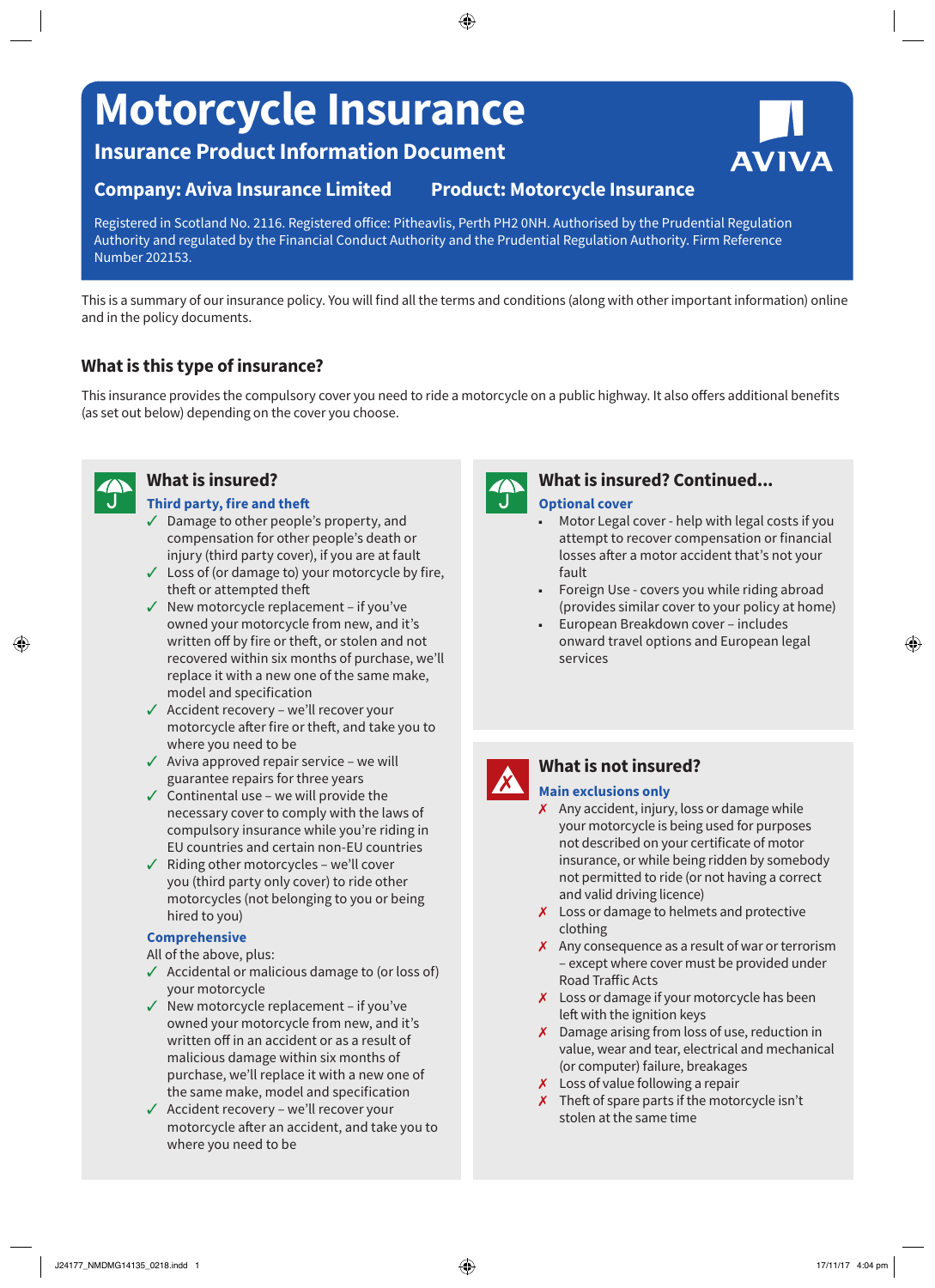# Motorcycle Insurance

## Insurance Product Information Document

**Company: Aviva Insurance Limited** **Product: Motorcycle Insurance**

AVIVA

Registered in Scotland No. 2116. Registered office: Pitheavlis, Perth PH2 0NH. Authorised by the Prudential Regulation Authority and regulated by the Financial Conduct Authority and the Prudential Regulation Authority. Firm Reference Number 202153.

This is a summary of our insurance policy. You will find all the terms and conditions (along with other important information) online and in the policy documents.

## What is this type of insurance?

This insurance provides the compulsory cover you need to ride a motorcycle on a public highway. It also offers additional benefits (as set out below) depending on the cover you choose.

## What is insured?

**Third party, fire and theft**

- ✓ Damage to other people's property, and compensation for other people's death or injury (third party cover), if you are at fault
- ✓ Loss of (or damage to) your motorcycle by fire, theft or attempted theft
- ✓ New motorcycle replacement – if you've owned your motorcycle from new, and it's written off by fire or theft, or stolen and not recovered within six months of purchase, we'll replace it with a new one of the same make, model and specification
- ✓ Accident recovery – we'll recover your motorcycle after fire or theft, and take you to where you need to be
- ✓ Aviva approved repair service – we will guarantee repairs for three years
- ✓ Continental use – we will provide the necessary cover to comply with the laws of compulsory insurance while you're riding in EU countries and certain non-EU countries
- ✓ Riding other motorcycles – we'll cover you (third party only cover) to ride other motorcycles (not belonging to you or being hired to you)

**Comprehensive**

All of the above, plus:

- ✓ Accidental or malicious damage to (or loss of) your motorcycle
- ✓ New motorcycle replacement – if you've owned your motorcycle from new, and it's written off in an accident or as a result of malicious damage within six months of purchase, we'll replace it with a new one of the same make, model and specification
- ✓ Accident recovery – we'll recover your motorcycle after an accident, and take you to where you need to be

## What is insured? Continued...

**Optional cover**

- Motor Legal cover - help with legal costs if you attempt to recover compensation or financial losses after a motor accident that's not your fault
- Foreign Use - covers you while riding abroad (provides similar cover to your policy at home)
- European Breakdown cover – includes onward travel options and European legal services

## What is not insured?

**Main exclusions only**

- ✗ Any accident, injury, loss or damage while your motorcycle is being used for purposes not described on your certificate of motor insurance, or while being ridden by somebody not permitted to ride (or not having a correct and valid driving licence)
- ✗ Loss or damage to helmets and protective clothing
- ✗ Any consequence as a result of war or terrorism – except where cover must be provided under Road Traffic Acts
- ✗ Loss or damage if your motorcycle has been left with the ignition keys
- ✗ Damage arising from loss of use, reduction in value, wear and tear, electrical and mechanical (or computer) failure, breakages
- ✗ Loss of value following a repair
- ✗ Theft of spare parts if the motorcycle isn't stolen at the same time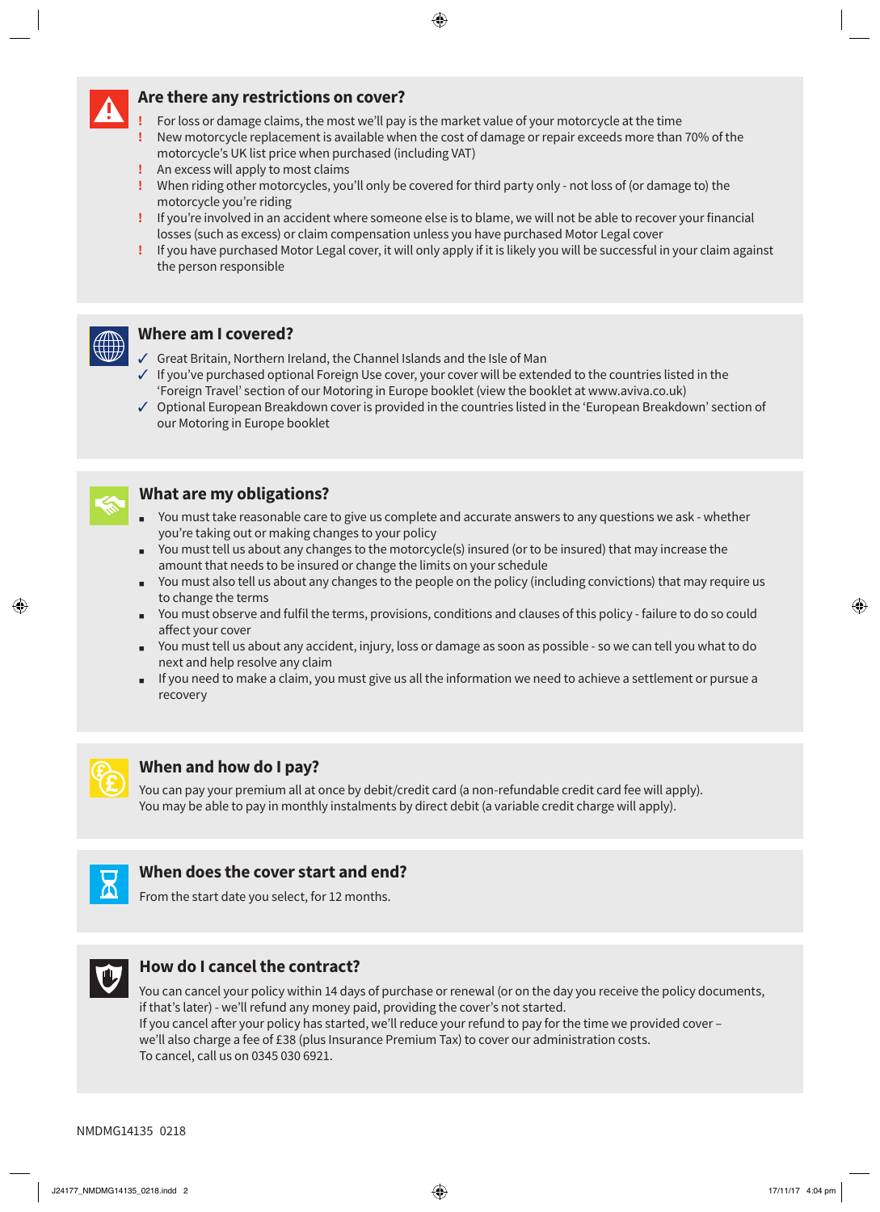## Are there any restrictions on cover?

- ! For loss or damage claims, the most we'll pay is the market value of your motorcycle at the time
- ! New motorcycle replacement is available when the cost of damage or repair exceeds more than 70% of the motorcycle's UK list price when purchased (including VAT)
- ! An excess will apply to most claims
- ! When riding other motorcycles, you'll only be covered for third party only - not loss of (or damage to) the motorcycle you're riding
- ! If you're involved in an accident where someone else is to blame, we will not be able to recover your financial losses (such as excess) or claim compensation unless you have purchased Motor Legal cover
- ! If you have purchased Motor Legal cover, it will only apply if it is likely you will be successful in your claim against the person responsible

## Where am I covered?

- ✓ Great Britain, Northern Ireland, the Channel Islands and the Isle of Man
- ✓ If you've purchased optional Foreign Use cover, your cover will be extended to the countries listed in the 'Foreign Travel' section of our Motoring in Europe booklet (view the booklet at www.aviva.co.uk)
- ✓ Optional European Breakdown cover is provided in the countries listed in the 'European Breakdown' section of our Motoring in Europe booklet

## What are my obligations?

- You must take reasonable care to give us complete and accurate answers to any questions we ask - whether you're taking out or making changes to your policy
- You must tell us about any changes to the motorcycle(s) insured (or to be insured) that may increase the amount that needs to be insured or change the limits on your schedule
- You must also tell us about any changes to the people on the policy (including convictions) that may require us to change the terms
- You must observe and fulfil the terms, provisions, conditions and clauses of this policy - failure to do so could affect your cover
- You must tell us about any accident, injury, loss or damage as soon as possible - so we can tell you what to do next and help resolve any claim
- If you need to make a claim, you must give us all the information we need to achieve a settlement or pursue a recovery

## When and how do I pay?

You can pay your premium all at once by debit/credit card (a non-refundable credit card fee will apply).
You may be able to pay in monthly instalments by direct debit (a variable credit charge will apply).

## When does the cover start and end?

From the start date you select, for 12 months.

## How do I cancel the contract?

You can cancel your policy within 14 days of purchase or renewal (or on the day you receive the policy documents, if that's later) - we'll refund any money paid, providing the cover's not started.
If you cancel after your policy has started, we'll reduce your refund to pay for the time we provided cover – we'll also charge a fee of £38 (plus Insurance Premium Tax) to cover our administration costs.
To cancel, call us on 0345 030 6921.

NMDMG14135 0218